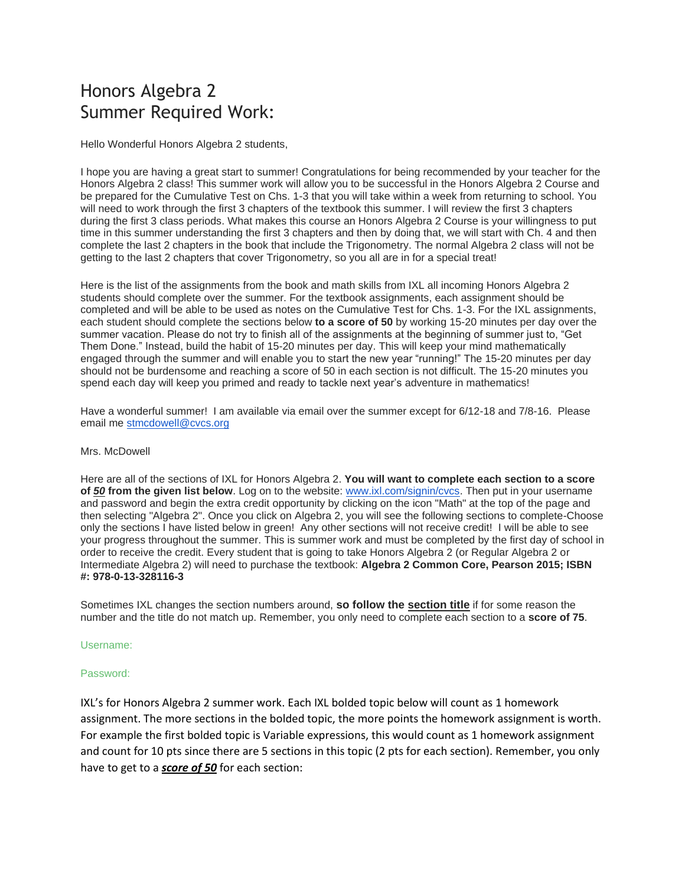# Honors Algebra 2
# Summer Required Work:

Hello Wonderful Honors Algebra 2 students,

I hope you are having a great start to summer! Congratulations for being recommended by your teacher for the Honors Algebra 2 class! This summer work will allow you to be successful in the Honors Algebra 2 Course and be prepared for the Cumulative Test on Chs. 1-3 that you will take within a week from returning to school. You will need to work through the first 3 chapters of the textbook this summer. I will review the first 3 chapters during the first 3 class periods. What makes this course an Honors Algebra 2 Course is your willingness to put time in this summer understanding the first 3 chapters and then by doing that, we will start with Ch. 4 and then complete the last 2 chapters in the book that include the Trigonometry. The normal Algebra 2 class will not be getting to the last 2 chapters that cover Trigonometry, so you all are in for a special treat!

Here is the list of the assignments from the book and math skills from IXL all incoming Honors Algebra 2 students should complete over the summer. For the textbook assignments, each assignment should be completed and will be able to be used as notes on the Cumulative Test for Chs. 1-3. For the IXL assignments, each student should complete the sections below **to a score of 50** by working 15-20 minutes per day over the summer vacation. Please do not try to finish all of the assignments at the beginning of summer just to, "Get Them Done." Instead, build the habit of 15-20 minutes per day. This will keep your mind mathematically engaged through the summer and will enable you to start the new year "running!" The 15-20 minutes per day should not be burdensome and reaching a score of 50 in each section is not difficult. The 15-20 minutes you spend each day will keep you primed and ready to tackle next year's adventure in mathematics!

Have a wonderful summer! I am available via email over the summer except for 6/12-18 and 7/8-16. Please email me stmcdowell@cvcs.org

Mrs. McDowell

Here are all of the sections of IXL for Honors Algebra 2. **You will want to complete each section to a score of *50* from the given list below**. Log on to the website: www.ixl.com/signin/cvcs. Then put in your username and password and begin the extra credit opportunity by clicking on the icon "Math" at the top of the page and then selecting "Algebra 2". Once you click on Algebra 2, you will see the following sections to complete-Choose only the sections I have listed below in green! Any other sections will not receive credit! I will be able to see your progress throughout the summer. This is summer work and must be completed by the first day of school in order to receive the credit. Every student that is going to take Honors Algebra 2 (or Regular Algebra 2 or Intermediate Algebra 2) will need to purchase the textbook: **Algebra 2 Common Core, Pearson 2015; ISBN #: 978-0-13-328116-3**

Sometimes IXL changes the section numbers around, **so follow the section title** if for some reason the number and the title do not match up. Remember, you only need to complete each section to a **score of 75**.

Username:

Password:

IXL's for Honors Algebra 2 summer work. Each IXL bolded topic below will count as 1 homework assignment. The more sections in the bolded topic, the more points the homework assignment is worth. For example the first bolded topic is Variable expressions, this would count as 1 homework assignment and count for 10 pts since there are 5 sections in this topic (2 pts for each section). Remember, you only have to get to a ***score of 50*** for each section: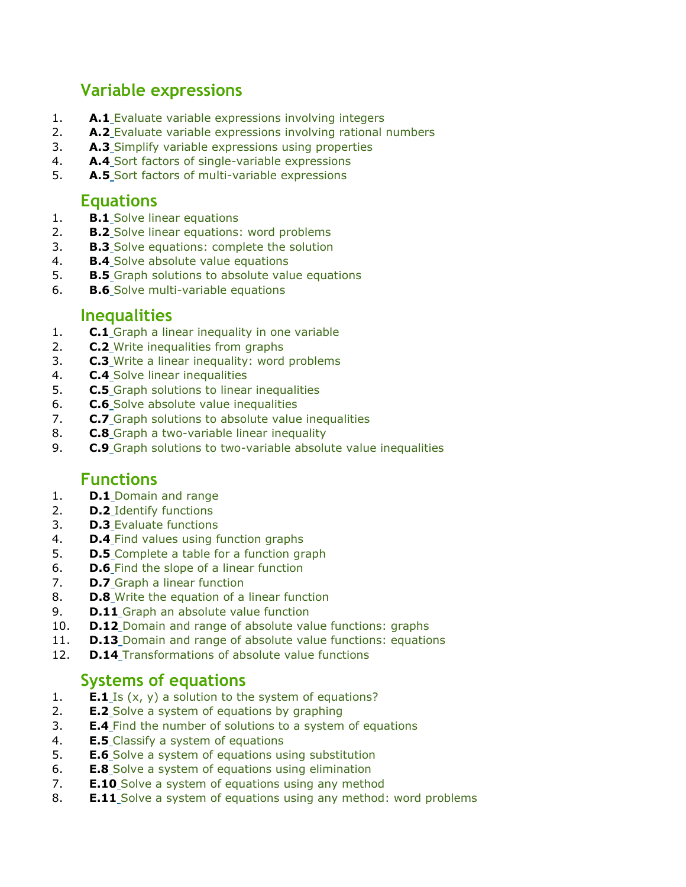## Variable expressions

1. **A.1** Evaluate variable expressions involving integers
2. **A.2** Evaluate variable expressions involving rational numbers
3. **A.3** Simplify variable expressions using properties
4. **A.4** Sort factors of single-variable expressions
5. **A.5** Sort factors of multi-variable expressions

## Equations

1. **B.1** Solve linear equations
2. **B.2** Solve linear equations: word problems
3. **B.3** Solve equations: complete the solution
4. **B.4** Solve absolute value equations
5. **B.5** Graph solutions to absolute value equations
6. **B.6** Solve multi-variable equations

## Inequalities

1. **C.1** Graph a linear inequality in one variable
2. **C.2** Write inequalities from graphs
3. **C.3** Write a linear inequality: word problems
4. **C.4** Solve linear inequalities
5. **C.5** Graph solutions to linear inequalities
6. **C.6** Solve absolute value inequalities
7. **C.7** Graph solutions to absolute value inequalities
8. **C.8** Graph a two-variable linear inequality
9. **C.9** Graph solutions to two-variable absolute value inequalities

## Functions

1. **D.1** Domain and range
2. **D.2** Identify functions
3. **D.3** Evaluate functions
4. **D.4** Find values using function graphs
5. **D.5** Complete a table for a function graph
6. **D.6** Find the slope of a linear function
7. **D.7** Graph a linear function
8. **D.8** Write the equation of a linear function
9. **D.11** Graph an absolute value function
10. **D.12** Domain and range of absolute value functions: graphs
11. **D.13** Domain and range of absolute value functions: equations
12. **D.14** Transformations of absolute value functions

## Systems of equations

1. **E.1** Is (x, y) a solution to the system of equations?
2. **E.2** Solve a system of equations by graphing
3. **E.4** Find the number of solutions to a system of equations
4. **E.5** Classify a system of equations
5. **E.6** Solve a system of equations using substitution
6. **E.8** Solve a system of equations using elimination
7. **E.10** Solve a system of equations using any method
8. **E.11** Solve a system of equations using any method: word problems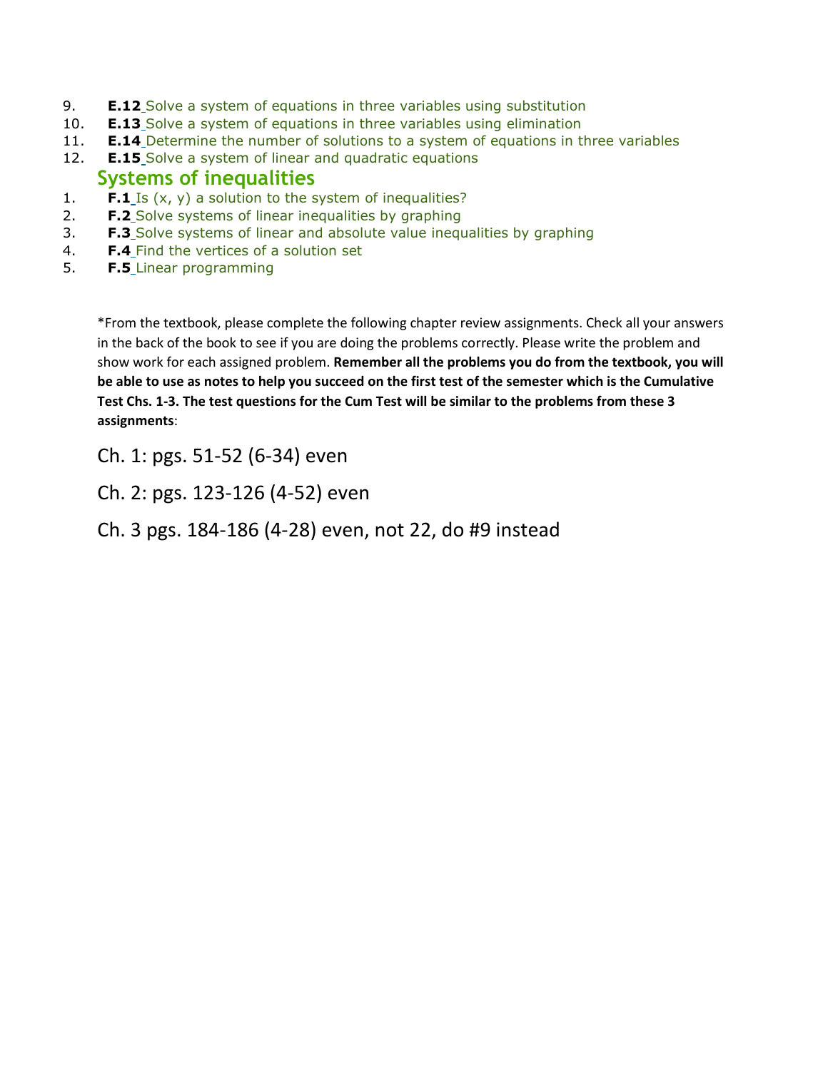9. **E.12** Solve a system of equations in three variables using substitution
10. **E.13** Solve a system of equations in three variables using elimination
11. **E.14** Determine the number of solutions to a system of equations in three variables
12. **E.15** Solve a system of linear and quadratic equations

## Systems of inequalities

1. **F.1** Is (x, y) a solution to the system of inequalities?
2. **F.2** Solve systems of linear inequalities by graphing
3. **F.3** Solve systems of linear and absolute value inequalities by graphing
4. **F.4** Find the vertices of a solution set
5. **F.5** Linear programming

*From the textbook, please complete the following chapter review assignments. Check all your answers in the back of the book to see if you are doing the problems correctly. Please write the problem and show work for each assigned problem. **Remember all the problems you do from the textbook, you will be able to use as notes to help you succeed on the first test of the semester which is the Cumulative Test Chs. 1-3. The test questions for the Cum Test will be similar to the problems from these 3 assignments**:

Ch. 1: pgs. 51-52 (6-34) even

Ch. 2: pgs. 123-126 (4-52) even

Ch. 3 pgs. 184-186 (4-28) even, not 22, do #9 instead